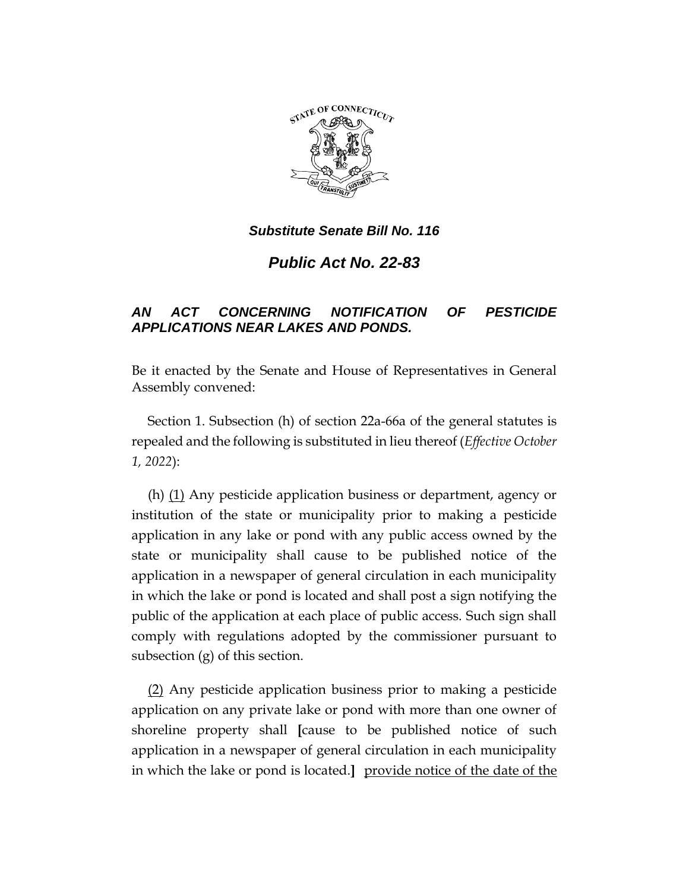***Substitute Senate Bill No. 116***

# *Public Act No. 22-83*

## *AN ACT CONCERNING NOTIFICATION OF PESTICIDE APPLICATIONS NEAR LAKES AND PONDS.*

Be it enacted by the Senate and House of Representatives in General Assembly convened:

Section 1. Subsection (h) of section 22a-66a of the general statutes is repealed and the following is substituted in lieu thereof (*Effective October 1, 2022*):

(h) <u>(1)</u> Any pesticide application business or department, agency or institution of the state or municipality prior to making a pesticide application in any lake or pond with any public access owned by the state or municipality shall cause to be published notice of the application in a newspaper of general circulation in each municipality in which the lake or pond is located and shall post a sign notifying the public of the application at each place of public access. Such sign shall comply with regulations adopted by the commissioner pursuant to subsection (g) of this section.

<u>(2)</u> Any pesticide application business prior to making a pesticide application on any private lake or pond with more than one owner of shoreline property shall **[**cause to be published notice of such application in a newspaper of general circulation in each municipality in which the lake or pond is located.**]** <u>provide notice of the date of the</u>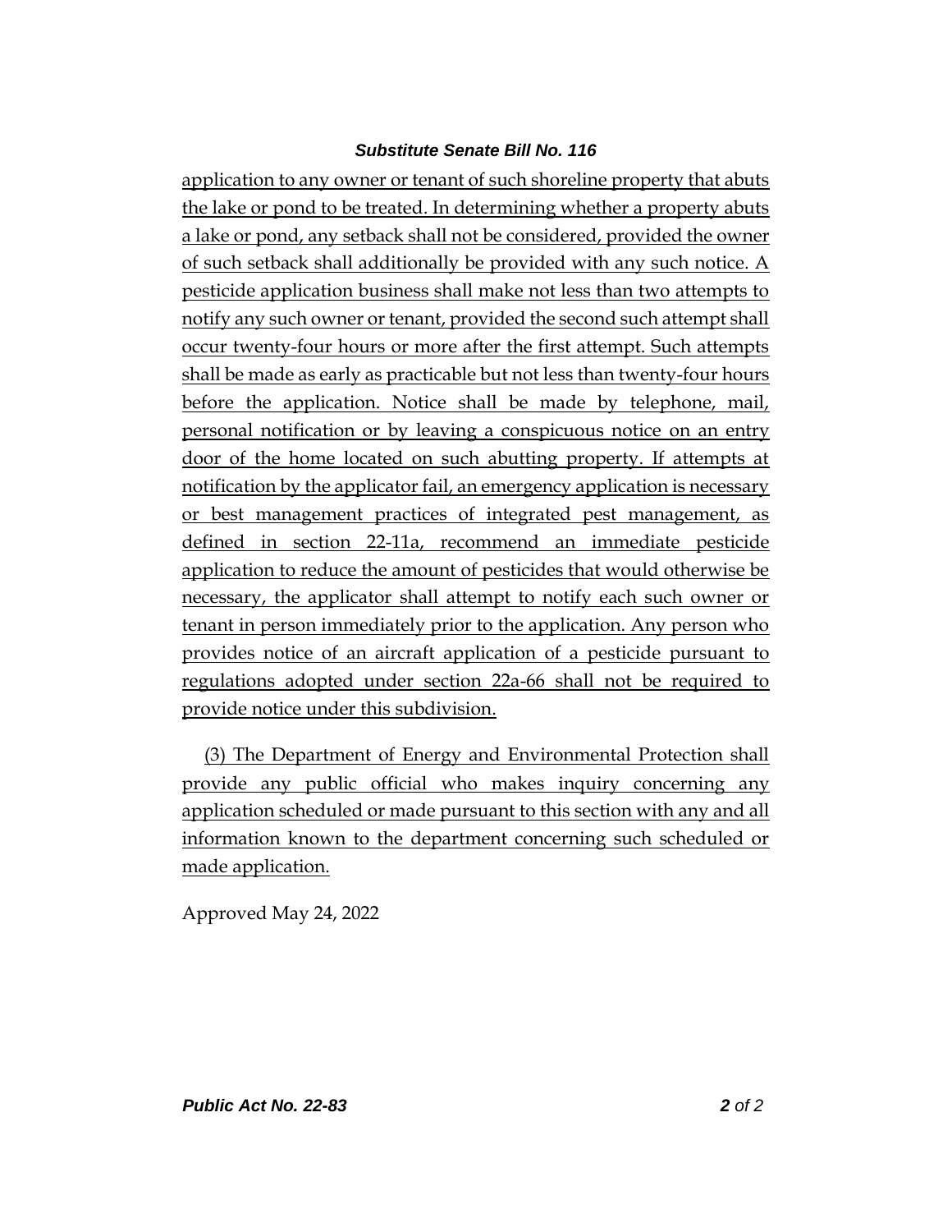application to any owner or tenant of such shoreline property that abuts the lake or pond to be treated. In determining whether a property abuts a lake or pond, any setback shall not be considered, provided the owner of such setback shall additionally be provided with any such notice. A pesticide application business shall make not less than two attempts to notify any such owner or tenant, provided the second such attempt shall occur twenty-four hours or more after the first attempt. Such attempts shall be made as early as practicable but not less than twenty-four hours before the application. Notice shall be made by telephone, mail, personal notification or by leaving a conspicuous notice on an entry door of the home located on such abutting property. If attempts at notification by the applicator fail, an emergency application is necessary or best management practices of integrated pest management, as defined in section 22-11a, recommend an immediate pesticide application to reduce the amount of pesticides that would otherwise be necessary, the applicator shall attempt to notify each such owner or tenant in person immediately prior to the application. Any person who provides notice of an aircraft application of a pesticide pursuant to regulations adopted under section 22a-66 shall not be required to provide notice under this subdivision.

(3) The Department of Energy and Environmental Protection shall provide any public official who makes inquiry concerning any application scheduled or made pursuant to this section with any and all information known to the department concerning such scheduled or made application.

Approved May 24, 2022